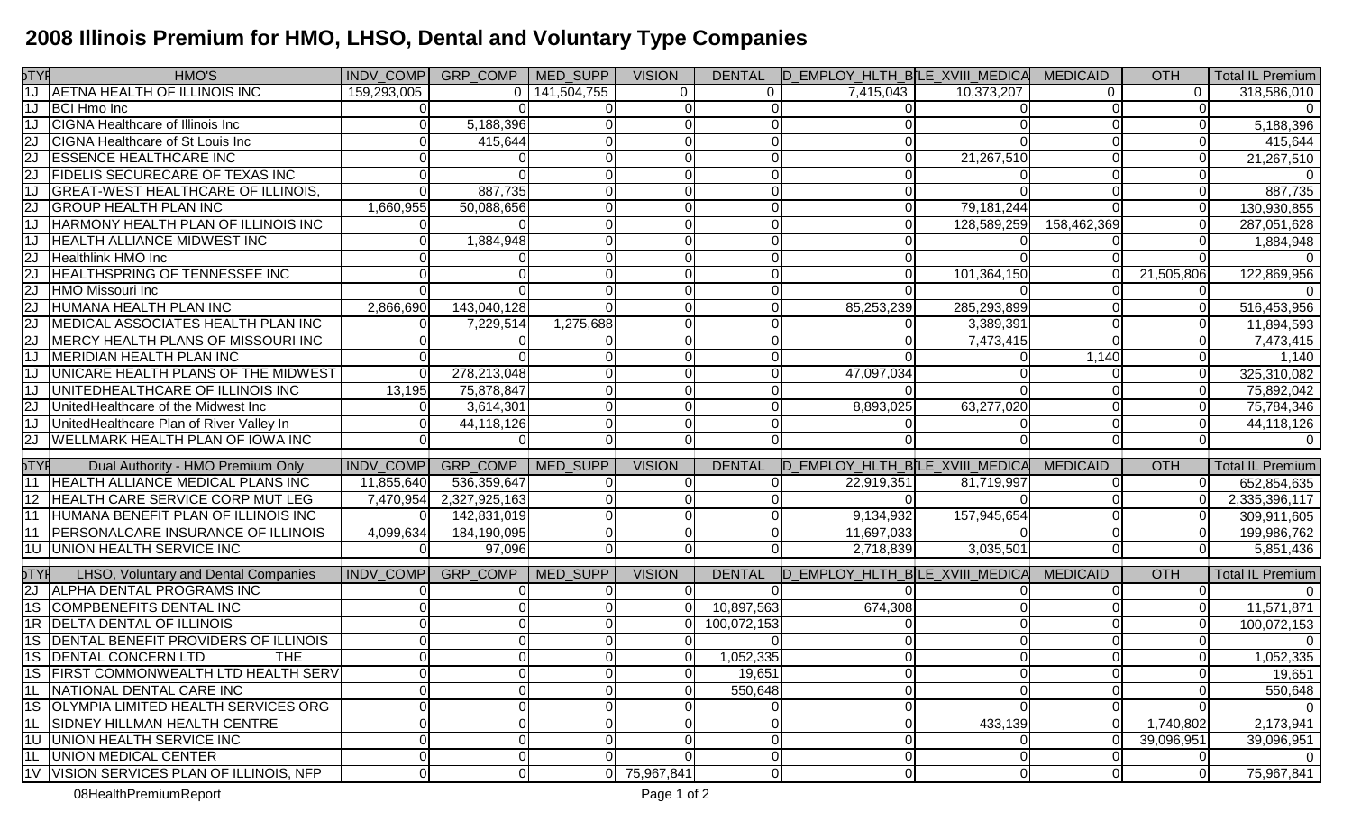# 2008 Illinois Premium for HMO, LHSO, Dental and Voluntary Type Companies

| DTYP | HMO'S | INDV_COMP | GRP_COMP | MED_SUPP | VISION | DENTAL | D_EMPLOY_HLTH_B | TITLE_XVIII_MEDICA | MEDICAID | OTH | Total IL Premium |
|---|---|---|---|---|---|---|---|---|---|---|---|
| 1J | AETNA HEALTH OF ILLINOIS INC | 159,293,005 | 0 | 141,504,755 | 0 | 0 | 7,415,043 | 10,373,207 | 0 | 0 | 318,586,010 |
| 1J | BCI Hmo Inc | 0 | 0 | 0 | 0 | 0 | 0 | 0 | 0 | 0 | 0 |
| 1J | CIGNA Healthcare of Illinois Inc | 0 | 5,188,396 | 0 | 0 | 0 | 0 | 0 | 0 | 0 | 5,188,396 |
| 2J | CIGNA Healthcare of St Louis Inc | 0 | 415,644 | 0 | 0 | 0 | 0 | 0 | 0 | 0 | 415,644 |
| 2J | ESSENCE HEALTHCARE INC | 0 | 0 | 0 | 0 | 0 | 0 | 21,267,510 | 0 | 0 | 21,267,510 |
| 2J | FIDELIS SECURECARE OF TEXAS INC | 0 | 0 | 0 | 0 | 0 | 0 | 0 | 0 | 0 | 0 |
| 1J | GREAT-WEST HEALTHCARE OF ILLINOIS, | 0 | 887,735 | 0 | 0 | 0 | 0 | 0 | 0 | 0 | 887,735 |
| 2J | GROUP HEALTH PLAN INC | 1,660,955 | 50,088,656 | 0 | 0 | 0 | 0 | 79,181,244 | 0 | 0 | 130,930,855 |
| 1J | HARMONY HEALTH PLAN OF ILLINOIS INC | 0 | 0 | 0 | 0 | 0 | 0 | 128,589,259 | 158,462,369 | 0 | 287,051,628 |
| 1J | HEALTH ALLIANCE MIDWEST INC | 0 | 1,884,948 | 0 | 0 | 0 | 0 | 0 | 0 | 0 | 1,884,948 |
| 2J | Healthlink HMO Inc | 0 | 0 | 0 | 0 | 0 | 0 | 0 | 0 | 0 | 0 |
| 2J | HEALTHSPRING OF TENNESSEE INC | 0 | 0 | 0 | 0 | 0 | 0 | 101,364,150 | 0 | 21,505,806 | 122,869,956 |
| 2J | HMO Missouri Inc | 0 | 0 | 0 | 0 | 0 | 0 | 0 | 0 | 0 | 0 |
| 2J | HUMANA HEALTH PLAN INC | 2,866,690 | 143,040,128 | 0 | 0 | 0 | 85,253,239 | 285,293,899 | 0 | 0 | 516,453,956 |
| 2J | MEDICAL ASSOCIATES HEALTH PLAN INC | 0 | 7,229,514 | 1,275,688 | 0 | 0 | 0 | 3,389,391 | 0 | 0 | 11,894,593 |
| 2J | MERCY HEALTH PLANS OF MISSOURI INC | 0 | 0 | 0 | 0 | 0 | 0 | 7,473,415 | 0 | 0 | 7,473,415 |
| 1J | MERIDIAN HEALTH PLAN INC | 0 | 0 | 0 | 0 | 0 | 0 | 0 | 1,140 | 0 | 1,140 |
| 1J | UNICARE HEALTH PLANS OF THE MIDWEST | 0 | 278,213,048 | 0 | 0 | 0 | 47,097,034 | 0 | 0 | 0 | 325,310,082 |
| 1J | UNITEDHEALTHCARE OF ILLINOIS INC | 13,195 | 75,878,847 | 0 | 0 | 0 | 0 | 0 | 0 | 0 | 75,892,042 |
| 2J | UnitedHealthcare of the Midwest Inc | 0 | 3,614,301 | 0 | 0 | 0 | 8,893,025 | 63,277,020 | 0 | 0 | 75,784,346 |
| 1J | UnitedHealthcare Plan of River Valley In | 0 | 44,118,126 | 0 | 0 | 0 | 0 | 0 | 0 | 0 | 44,118,126 |
| 2J | WELLMARK HEALTH PLAN OF IOWA INC | 0 | 0 | 0 | 0 | 0 | 0 | 0 | 0 | 0 | 0 |

| DTYP | Dual Authority - HMO Premium Only | INDV_COMP | GRP_COMP | MED_SUPP | VISION | DENTAL | D_EMPLOY_HLTH_B | TITLE_XVIII_MEDICA | MEDICAID | OTH | Total IL Premium |
|---|---|---|---|---|---|---|---|---|---|---|---|
| 11 | HEALTH ALLIANCE MEDICAL PLANS INC | 11,855,640 | 536,359,647 | 0 | 0 | 0 | 22,919,351 | 81,719,997 | 0 | 0 | 652,854,635 |
| 12 | HEALTH CARE SERVICE CORP MUT LEG | 7,470,954 | 2,327,925,163 | 0 | 0 | 0 | 0 | 0 | 0 | 0 | 2,335,396,117 |
| 11 | HUMANA BENEFIT PLAN OF ILLINOIS INC | 0 | 142,831,019 | 0 | 0 | 0 | 9,134,932 | 157,945,654 | 0 | 0 | 309,911,605 |
| 11 | PERSONALCARE INSURANCE OF ILLINOIS | 4,099,634 | 184,190,095 | 0 | 0 | 0 | 11,697,033 | 0 | 0 | 0 | 199,986,762 |
| 1U | UNION HEALTH SERVICE INC | 0 | 97,096 | 0 | 0 | 0 | 2,718,839 | 3,035,501 | 0 | 0 | 5,851,436 |

| DTYP | LHSO, Voluntary and Dental Companies | INDV_COMP | GRP_COMP | MED_SUPP | VISION | DENTAL | D_EMPLOY_HLTH_B | TITLE_XVIII_MEDICA | MEDICAID | OTH | Total IL Premium |
|---|---|---|---|---|---|---|---|---|---|---|---|
| 2J | ALPHA DENTAL PROGRAMS INC | 0 | 0 | 0 | 0 | 0 | 0 | 0 | 0 | 0 | 0 |
| 1S | COMPBENEFITS DENTAL INC | 0 | 0 | 0 | 0 | 10,897,563 | 674,308 | 0 | 0 | 0 | 11,571,871 |
| 1R | DELTA DENTAL OF ILLINOIS | 0 | 0 | 0 | 0 | 100,072,153 | 0 | 0 | 0 | 0 | 100,072,153 |
| 1S | DENTAL BENEFIT PROVIDERS OF ILLINOIS | 0 | 0 | 0 | 0 | 0 | 0 | 0 | 0 | 0 | 0 |
| 1S | DENTAL CONCERN LTD THE | 0 | 0 | 0 | 0 | 1,052,335 | 0 | 0 | 0 | 0 | 1,052,335 |
| 1S | FIRST COMMONWEALTH LTD HEALTH SERV | 0 | 0 | 0 | 0 | 19,651 | 0 | 0 | 0 | 0 | 19,651 |
| 1L | NATIONAL DENTAL CARE INC | 0 | 0 | 0 | 0 | 550,648 | 0 | 0 | 0 | 0 | 550,648 |
| 1S | OLYMPIA LIMITED HEALTH SERVICES ORG | 0 | 0 | 0 | 0 | 0 | 0 | 0 | 0 | 0 | 0 |
| 1L | SIDNEY HILLMAN HEALTH CENTRE | 0 | 0 | 0 | 0 | 0 | 0 | 433,139 | 0 | 1,740,802 | 2,173,941 |
| 1U | UNION HEALTH SERVICE INC | 0 | 0 | 0 | 0 | 0 | 0 | 0 | 0 | 39,096,951 | 39,096,951 |
| 1L | UNION MEDICAL CENTER | 0 | 0 | 0 | 0 | 0 | 0 | 0 | 0 | 0 | 0 |
| 1V | VISION SERVICES PLAN OF ILLINOIS, NFP | 0 | 0 | 0 | 75,967,841 | 0 | 0 | 0 | 0 | 0 | 75,967,841 |

08HealthPremiumReport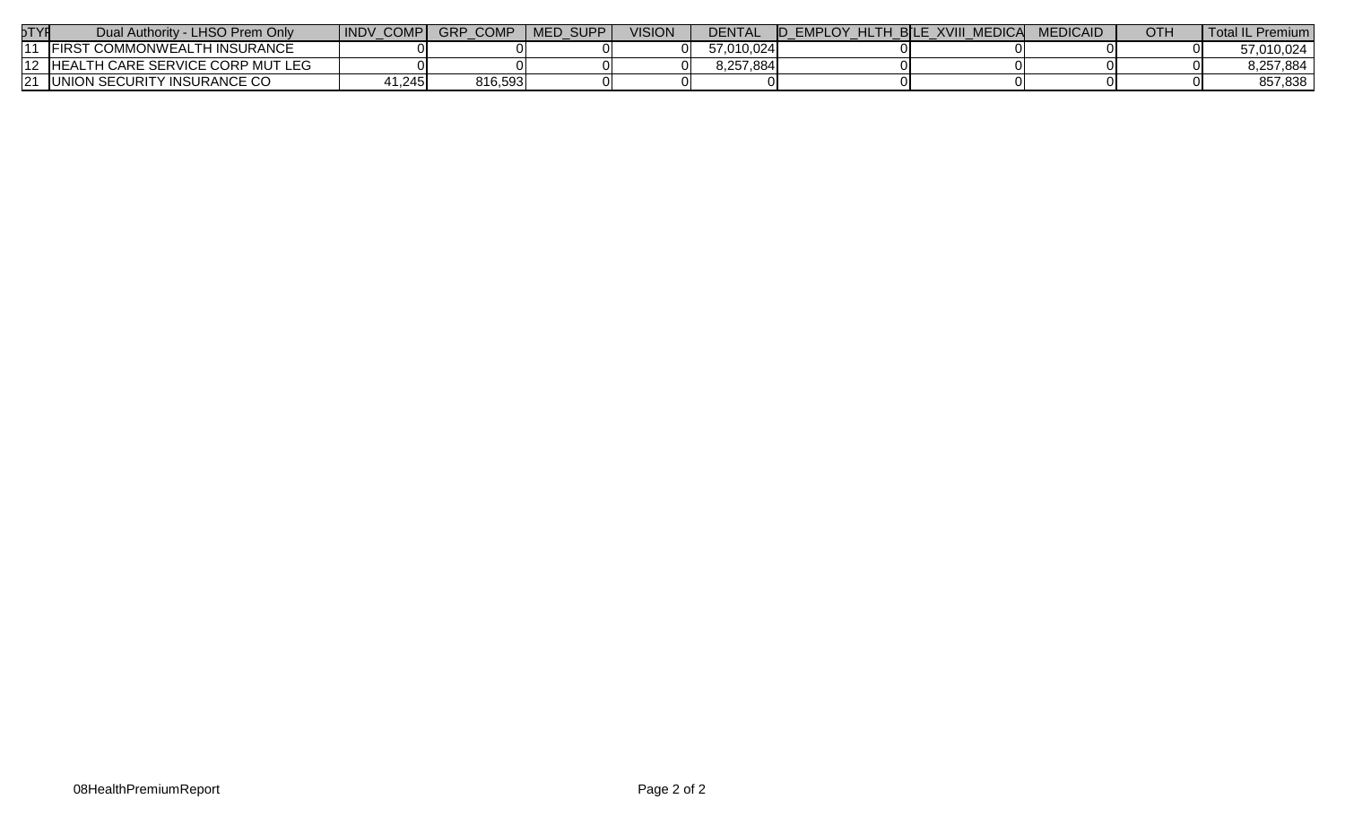| DTYP | Dual Authority - LHSO Prem Only | INDV_COMP | GRP_COMP | MED_SUPP | VISION | DENTAL | D_EMPLOY_HLTH_B | LE_XVIII_MEDICA | MEDICAID | OTH | Total IL Premium |
|---|---|---|---|---|---|---|---|---|---|---|---|
| 11 | FIRST COMMONWEALTH INSURANCE | 0 | 0 | 0 | 0 | 57,010,024 | | 0 | 0 | 0 | 57,010,024 |
| 12 | HEALTH CARE SERVICE CORP MUT LEG | 0 | 0 | 0 | 0 | 8,257,884 | | 0 | 0 | 0 | 8,257,884 |
| 21 | UNION SECURITY INSURANCE CO | 41,245 | 816,593 | 0 | 0 | 0 | | 0 | 0 | 0 | 857,838 |

08HealthPremiumReport